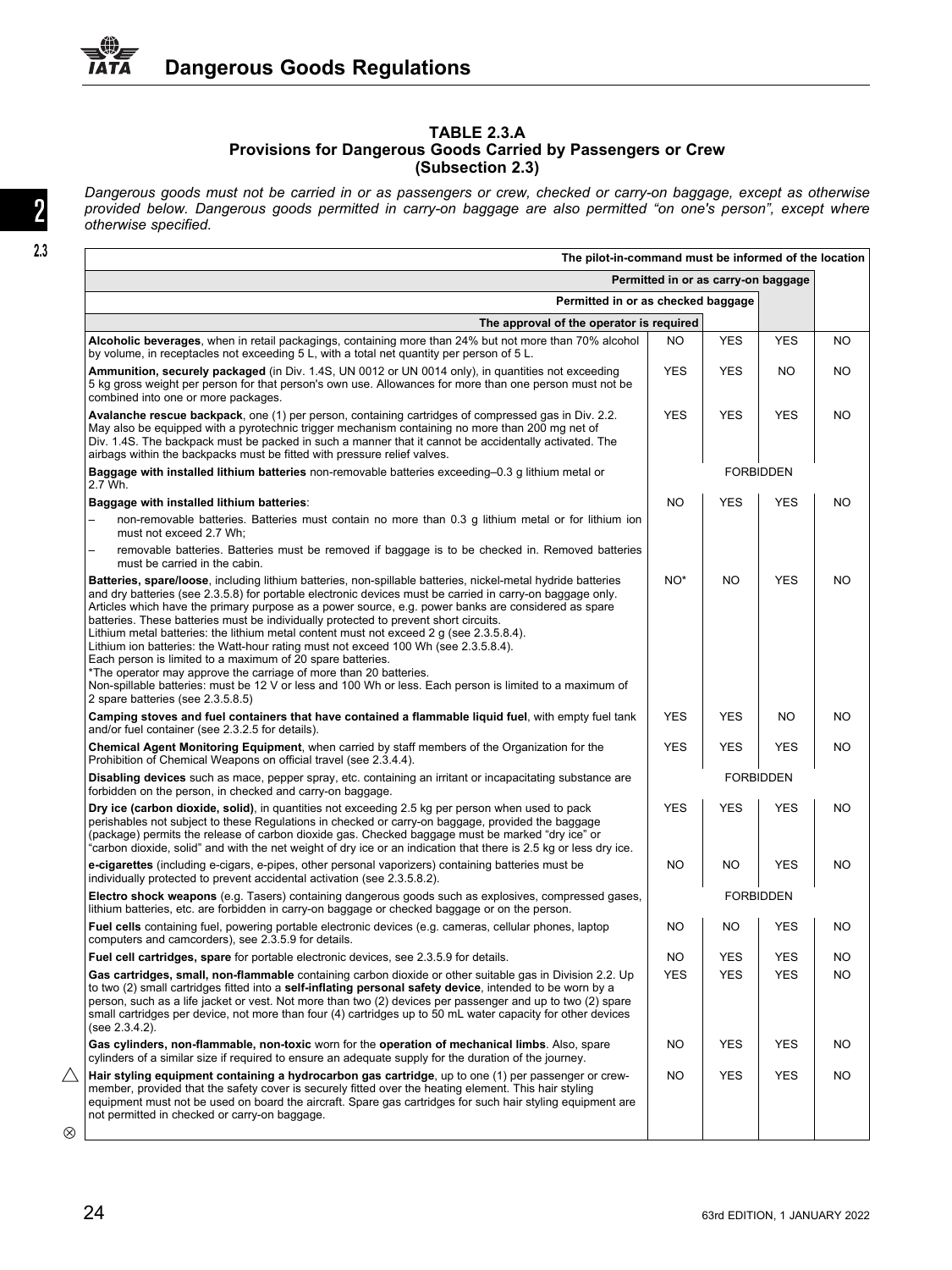### TABLE 2.3.A
### Provisions for Dangerous Goods Carried by Passengers or Crew
### (Subsection 2.3)

*Dangerous goods must not be carried in or as passengers or crew, checked or carry-on baggage, except as otherwise provided below. Dangerous goods permitted in carry-on baggage are also permitted "on one's person", except where otherwise specified.*

| Item | The approval of the operator is required | Permitted in or as checked baggage | Permitted in or as carry-on baggage | The pilot-in-command must be informed of the location |
|---|---|---|---|---|
| **Alcoholic beverages**, when in retail packagings, containing more than 24% but not more than 70% alcohol by volume, in receptacles not exceeding 5 L, with a total net quantity per person of 5 L. | NO | YES | YES | NO |
| **Ammunition, securely packaged** (in Div. 1.4S, UN 0012 or UN 0014 only), in quantities not exceeding 5 kg gross weight per person for that person's own use. Allowances for more than one person must not be combined into one or more packages. | YES | YES | NO | NO |
| **Avalanche rescue backpack**, one (1) per person, containing cartridges of compressed gas in Div. 2.2. May also be equipped with a pyrotechnic trigger mechanism containing no more than 200 mg net of Div. 1.4S. The backpack must be packed in such a manner that it cannot be accidentally activated. The airbags within the backpacks must be fitted with pressure relief valves. | YES | YES | YES | NO |
| **Baggage with installed lithium batteries** non-removable batteries exceeding–0.3 g lithium metal or 2.7 Wh. | FORBIDDEN | | | |
| **Baggage with installed lithium batteries**:<br>– non-removable batteries. Batteries must contain no more than 0.3 g lithium metal or for lithium ion must not exceed 2.7 Wh;<br>– removable batteries. Batteries must be removed if baggage is to be checked in. Removed batteries must be carried in the cabin. | NO | YES | YES | NO |
| **Batteries, spare/loose**, including lithium batteries, non-spillable batteries, nickel-metal hydride batteries and dry batteries (see 2.3.5.8) for portable electronic devices must be carried in carry-on baggage only. Articles which have the primary purpose as a power source, e.g. power banks are considered as spare batteries. These batteries must be individually protected to prevent short circuits.<br>Lithium metal batteries: the lithium metal content must not exceed 2 g (see 2.3.5.8.4).<br>Lithium ion batteries: the Watt-hour rating must not exceed 100 Wh (see 2.3.5.8.4).<br>Each person is limited to a maximum of 20 spare batteries.<br>*The operator may approve the carriage of more than 20 batteries.<br>Non-spillable batteries: must be 12 V or less and 100 Wh or less. Each person is limited to a maximum of 2 spare batteries (see 2.3.5.8.5) | NO* | NO | YES | NO |
| **Camping stoves and fuel containers that have contained a flammable liquid fuel**, with empty fuel tank and/or fuel container (see 2.3.2.5 for details). | YES | YES | NO | NO |
| **Chemical Agent Monitoring Equipment**, when carried by staff members of the Organization for the Prohibition of Chemical Weapons on official travel (see 2.3.4.4). | YES | YES | YES | NO |
| **Disabling devices** such as mace, pepper spray, etc. containing an irritant or incapacitating substance are forbidden on the person, in checked and carry-on baggage. | FORBIDDEN | | | |
| **Dry ice (carbon dioxide, solid)**, in quantities not exceeding 2.5 kg per person when used to pack perishables not subject to these Regulations in checked or carry-on baggage, provided the baggage (package) permits the release of carbon dioxide gas. Checked baggage must be marked "dry ice" or "carbon dioxide, solid" and with the net weight of dry ice or an indication that there is 2.5 kg or less dry ice. | YES | YES | YES | NO |
| **e-cigarettes** (including e-cigars, e-pipes, other personal vaporizers) containing batteries must be individually protected to prevent accidental activation (see 2.3.5.8.2). | NO | NO | YES | NO |
| **Electro shock weapons** (e.g. Tasers) containing dangerous goods such as explosives, compressed gases, lithium batteries, etc. are forbidden in carry-on baggage or checked baggage or on the person. | FORBIDDEN | | | |
| **Fuel cells** containing fuel, powering portable electronic devices (e.g. cameras, cellular phones, laptop computers and camcorders), see 2.3.5.9 for details. | NO | NO | YES | NO |
| **Fuel cell cartridges, spare** for portable electronic devices, see 2.3.5.9 for details. | NO | YES | YES | NO |
| **Gas cartridges, small, non-flammable** containing carbon dioxide or other suitable gas in Division 2.2. Up to two (2) small cartridges fitted into a **self-inflating personal safety device**, intended to be worn by a person, such as a life jacket or vest. Not more than two (2) devices per passenger and up to two (2) spare small cartridges per device, not more than four (4) cartridges up to 50 mL water capacity for other devices (see 2.3.4.2). | YES | YES | YES | NO |
| **Gas cylinders, non-flammable, non-toxic** worn for the **operation of mechanical limbs**. Also, spare cylinders of a similar size if required to ensure an adequate supply for the duration of the journey. | NO | YES | YES | NO |
| **Hair styling equipment containing a hydrocarbon gas cartridge**, up to one (1) per passenger or crew-member, provided that the safety cover is securely fitted over the heating element. This hair styling equipment must not be used on board the aircraft. Spare gas cartridges for such hair styling equipment are not permitted in checked or carry-on baggage. | NO | YES | YES | NO |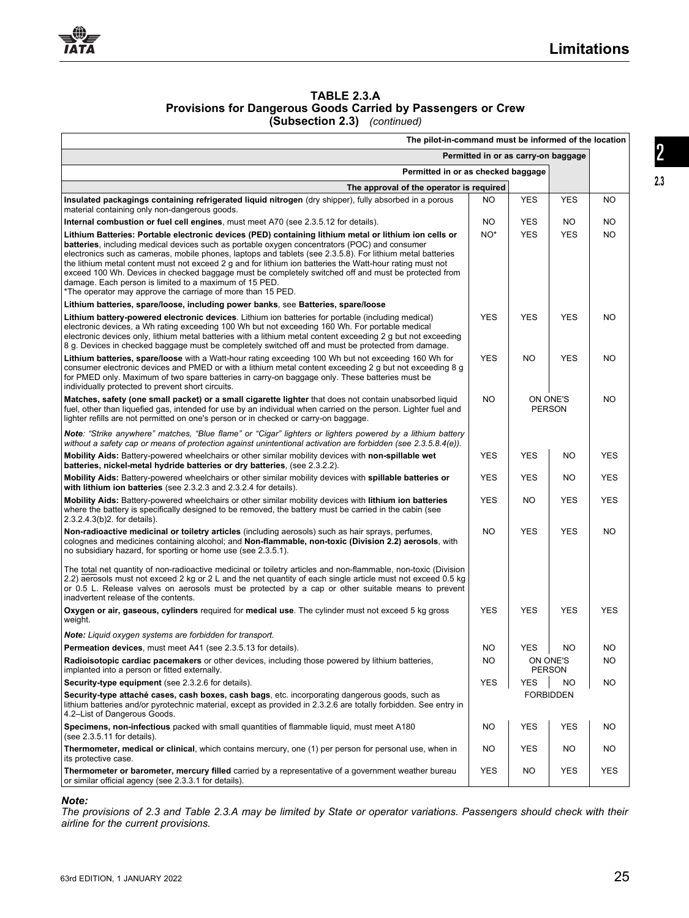**TABLE 2.3.A**
**Provisions for Dangerous Goods Carried by Passengers or Crew**
**(Subsection 2.3)** *(continued)*

| | The approval of the operator is required | Permitted in or as checked baggage | Permitted in or as carry-on baggage | The pilot-in-command must be informed of the location |
|---|---|---|---|---|
| **Insulated packagings containing refrigerated liquid nitrogen** (dry shipper), fully absorbed in a porous material containing only non-dangerous goods. | NO | YES | YES | NO |
| **Internal combustion or fuel cell engines**, must meet A70 (see 2.3.5.12 for details). | NO | YES | NO | NO |
| **Lithium Batteries: Portable electronic devices (PED) containing lithium metal or lithium ion cells or batteries**, including medical devices such as portable oxygen concentrators (POC) and consumer electronics such as cameras, mobile phones, laptops and tablets (see 2.3.5.8). For lithium metal batteries the lithium metal content must not exceed 2 g and for lithium ion batteries the Watt-hour rating must not exceed 100 Wh. Devices in checked baggage must be completely switched off and must be protected from damage. Each person is limited to a maximum of 15 PED. *The operator may approve the carriage of more than 15 PED. | NO* | YES | YES | NO |
| **Lithium batteries, spare/loose, including power banks**, see **Batteries, spare/loose** | | | | |
| **Lithium battery-powered electronic devices**. Lithium ion batteries for portable (including medical) electronic devices, a Wh rating exceeding 100 Wh but not exceeding 160 Wh. For portable medical electronic devices only, lithium metal batteries with a lithium metal content exceeding 2 g but not exceeding 8 g. Devices in checked baggage must be completely switched off and must be protected from damage. | YES | YES | YES | NO |
| **Lithium batteries, spare/loose** with a Watt-hour rating exceeding 100 Wh but not exceeding 160 Wh for consumer electronic devices and PMED or with a lithium metal content exceeding 2 g but not exceeding 8 g for PMED only. Maximum of two spare batteries in carry-on baggage only. These batteries must be individually protected to prevent short circuits. | YES | NO | YES | NO |
| **Matches, safety (one small packet) or a small cigarette lighter** that does not contain unabsorbed liquid fuel, other than liquefied gas, intended for use by an individual when carried on the person. Lighter fuel and lighter refills are not permitted on one's person or in checked or carry-on baggage. *Note: "Strike anywhere" matches, "Blue flame" or "Cigar" lighters or lighters powered by a lithium battery without a safety cap or means of protection against unintentional activation are forbidden (see 2.3.5.8.4(e)).* | NO | ON ONE'S PERSON | | NO |
| **Mobility Aids:** Battery-powered wheelchairs or other similar mobility devices with **non-spillable wet batteries, nickel-metal hydride batteries or dry batteries**, (see 2.3.2.2). | YES | YES | NO | YES |
| **Mobility Aids:** Battery-powered wheelchairs or other similar mobility devices with **spillable batteries or with lithium ion batteries** (see 2.3.2.3 and 2.3.2.4 for details). | YES | YES | NO | YES |
| **Mobility Aids:** Battery-powered wheelchairs or other similar mobility devices with **lithium ion batteries** where the battery is specifically designed to be removed, the battery must be carried in the cabin (see 2.3.2.4.3(b)2. for details). | YES | NO | YES | YES |
| **Non-radioactive medicinal or toiletry articles** (including aerosols) such as hair sprays, perfumes, colognes and medicines containing alcohol; and **Non-flammable, non-toxic (Division 2.2) aerosols**, with no subsidiary hazard, for sporting or home use (see 2.3.5.1). The total net quantity of non-radioactive medicinal or toiletry articles and non-flammable, non-toxic (Division 2.2) aerosols must not exceed 2 kg or 2 L and the net quantity of each single article must not exceed 0.5 kg or 0.5 L. Release valves on aerosols must be protected by a cap or other suitable means to prevent inadvertent release of the contents. | NO | YES | YES | NO |
| **Oxygen or air, gaseous, cylinders** required for **medical use**. The cylinder must not exceed 5 kg gross weight. *Note: Liquid oxygen systems are forbidden for transport.* | YES | YES | YES | YES |
| **Permeation devices**, must meet A41 (see 2.3.5.13 for details). | NO | YES | NO | NO |
| **Radioisotopic cardiac pacemakers** or other devices, including those powered by lithium batteries, implanted into a person or fitted externally. | NO | ON ONE'S PERSON | | NO |
| **Security-type equipment** (see 2.3.2.6 for details). | YES | YES | NO | NO |
| **Security-type attaché cases, cash boxes, cash bags**, etc. incorporating dangerous goods, such as lithium batteries and/or pyrotechnic material, except as provided in 2.3.2.6 are totally forbidden. See entry in 4.2–List of Dangerous Goods. | FORBIDDEN | | | |
| **Specimens, non-infectious** packed with small quantities of flammable liquid, must meet A180 (see 2.3.5.11 for details). | NO | YES | YES | NO |
| **Thermometer, medical or clinical**, which contains mercury, one (1) per person for personal use, when in its protective case. | NO | YES | NO | NO |
| **Thermometer or barometer, mercury filled** carried by a representative of a government weather bureau or similar official agency (see 2.3.3.1 for details). | YES | NO | YES | YES |

***Note:***
*The provisions of 2.3 and Table 2.3.A may be limited by State or operator variations. Passengers should check with their airline for the current provisions.*